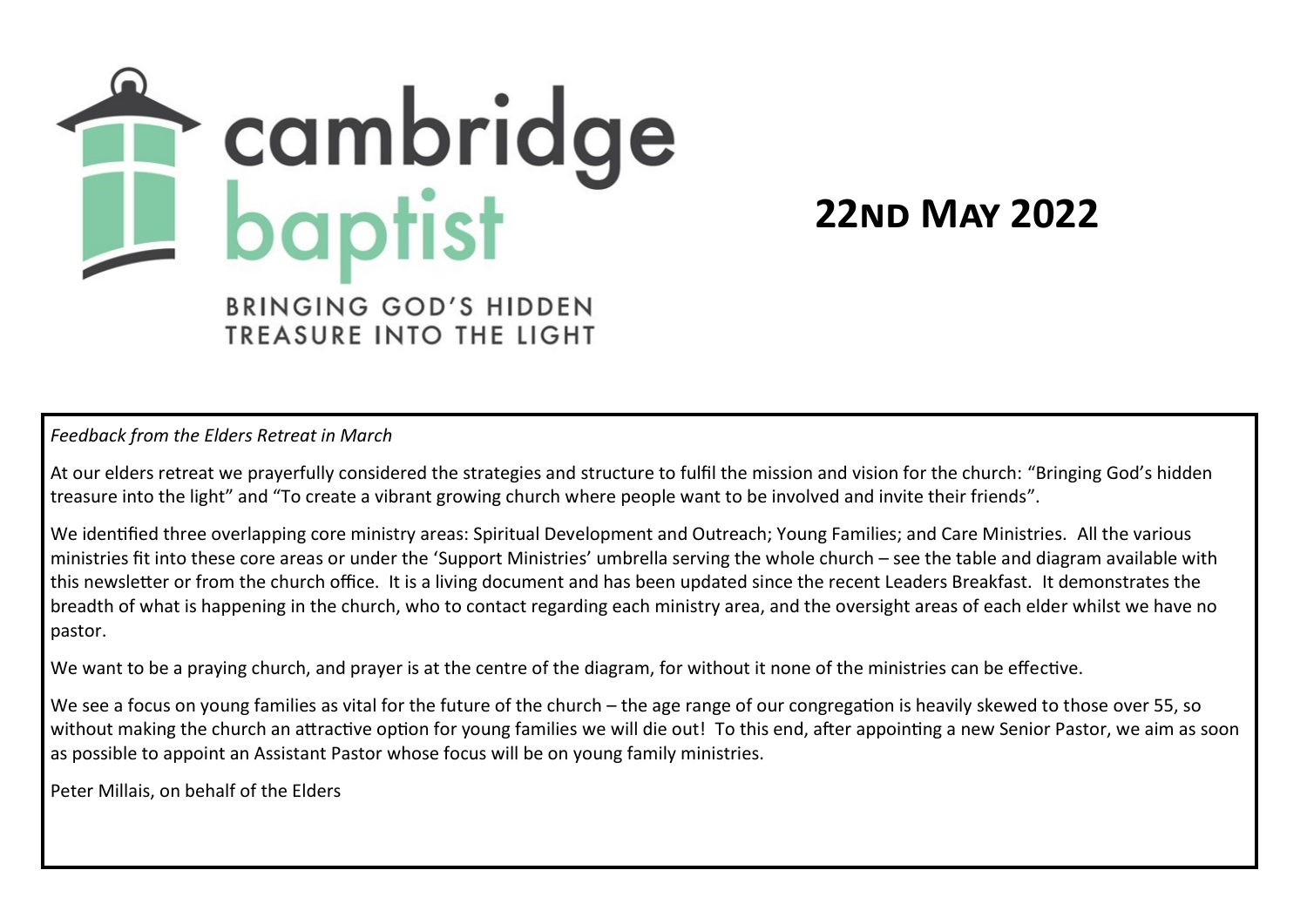# cambridge baptist

BRINGING GOD'S HIDDEN TREASURE INTO THE LIGHT

## 22ND MAY 2022

*Feedback from the Elders Retreat in March*

At our elders retreat we prayerfully considered the strategies and structure to fulfil the mission and vision for the church: "Bringing God's hidden treasure into the light" and "To create a vibrant growing church where people want to be involved and invite their friends".

We identified three overlapping core ministry areas: Spiritual Development and Outreach; Young Families; and Care Ministries. All the various ministries fit into these core areas or under the 'Support Ministries' umbrella serving the whole church – see the table and diagram available with this newsletter or from the church office. It is a living document and has been updated since the recent Leaders Breakfast. It demonstrates the breadth of what is happening in the church, who to contact regarding each ministry area, and the oversight areas of each elder whilst we have no pastor.

We want to be a praying church, and prayer is at the centre of the diagram, for without it none of the ministries can be effective.

We see a focus on young families as vital for the future of the church – the age range of our congregation is heavily skewed to those over 55, so without making the church an attractive option for young families we will die out! To this end, after appointing a new Senior Pastor, we aim as soon as possible to appoint an Assistant Pastor whose focus will be on young family ministries.

Peter Millais, on behalf of the Elders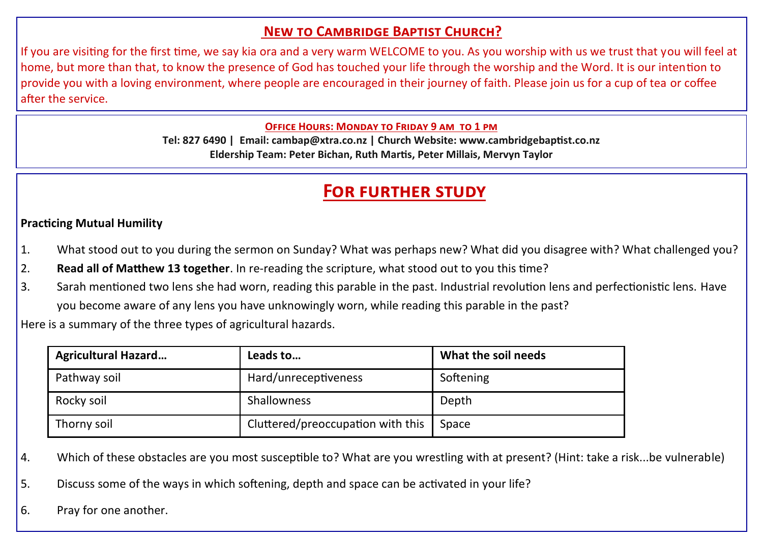## New to Cambridge Baptist Church?

If you are visiting for the first time, we say kia ora and a very warm WELCOME to you. As you worship with us we trust that you will feel at home, but more than that, to know the presence of God has touched your life through the worship and the Word. It is our intention to provide you with a loving environment, where people are encouraged in their journey of faith. Please join us for a cup of tea or coffee after the service.

**Office Hours: Monday to Friday 9 am to 1 pm**

**Tel: 827 6490 | Email: cambap@xtra.co.nz | Church Website: www.cambridgebaptist.co.nz**

**Eldership Team: Peter Bichan, Ruth Martis, Peter Millais, Mervyn Taylor**

# For further study

**Practicing Mutual Humility**

1. What stood out to you during the sermon on Sunday? What was perhaps new? What did you disagree with? What challenged you?
2. **Read all of Matthew 13 together**. In re-reading the scripture, what stood out to you this time?
3. Sarah mentioned two lens she had worn, reading this parable in the past. Industrial revolution lens and perfectionistic lens. Have you become aware of any lens you have unknowingly worn, while reading this parable in the past?

Here is a summary of the three types of agricultural hazards.

| Agricultural Hazard… | Leads to… | What the soil needs |
|---|---|---|
| Pathway soil | Hard/unreceptiveness | Softening |
| Rocky soil | Shallowness | Depth |
| Thorny soil | Cluttered/preoccupation with this | Space |

4. Which of these obstacles are you most susceptible to? What are you wrestling with at present? (Hint: take a risk...be vulnerable)
5. Discuss some of the ways in which softening, depth and space can be activated in your life?
6. Pray for one another.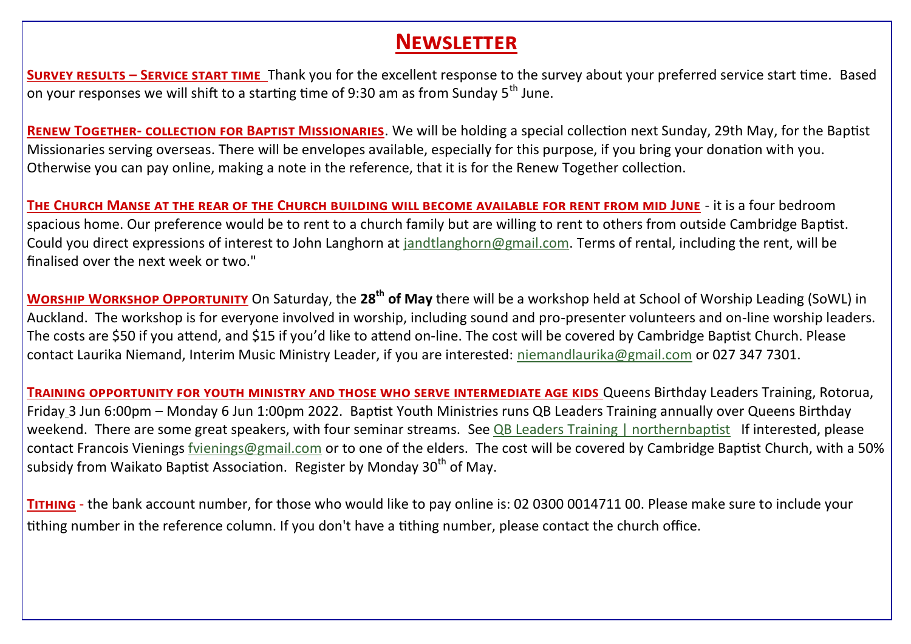# Newsletter

**Survey results – Service start time** Thank you for the excellent response to the survey about your preferred service start time. Based on your responses we will shift to a starting time of 9:30 am as from Sunday 5th June.

**Renew Together- collection for Baptist Missionaries**. We will be holding a special collection next Sunday, 29th May, for the Baptist Missionaries serving overseas. There will be envelopes available, especially for this purpose, if you bring your donation with you. Otherwise you can pay online, making a note in the reference, that it is for the Renew Together collection.

**The Church Manse at the rear of the Church building will become available for rent from mid June** - it is a four bedroom spacious home. Our preference would be to rent to a church family but are willing to rent to others from outside Cambridge Baptist. Could you direct expressions of interest to John Langhorn at jandtlanghorn@gmail.com. Terms of rental, including the rent, will be finalised over the next week or two."

**Worship Workshop Opportunity** On Saturday, the **28th of May** there will be a workshop held at School of Worship Leading (SoWL) in Auckland. The workshop is for everyone involved in worship, including sound and pro-presenter volunteers and on-line worship leaders. The costs are $50 if you attend, and $15 if you'd like to attend on-line. The cost will be covered by Cambridge Baptist Church. Please contact Laurika Niemand, Interim Music Ministry Leader, if you are interested: niemandlaurika@gmail.com or 027 347 7301.

**Training opportunity for youth ministry and those who serve intermediate age kids** Queens Birthday Leaders Training, Rotorua, Friday 3 Jun 6:00pm – Monday 6 Jun 1:00pm 2022. Baptist Youth Ministries runs QB Leaders Training annually over Queens Birthday weekend. There are some great speakers, with four seminar streams. See QB Leaders Training | northernbaptist If interested, please contact Francois Vienings fvienings@gmail.com or to one of the elders. The cost will be covered by Cambridge Baptist Church, with a 50% subsidy from Waikato Baptist Association. Register by Monday 30th of May.

**Tithing** - the bank account number, for those who would like to pay online is: 02 0300 0014711 00. Please make sure to include your tithing number in the reference column. If you don't have a tithing number, please contact the church office.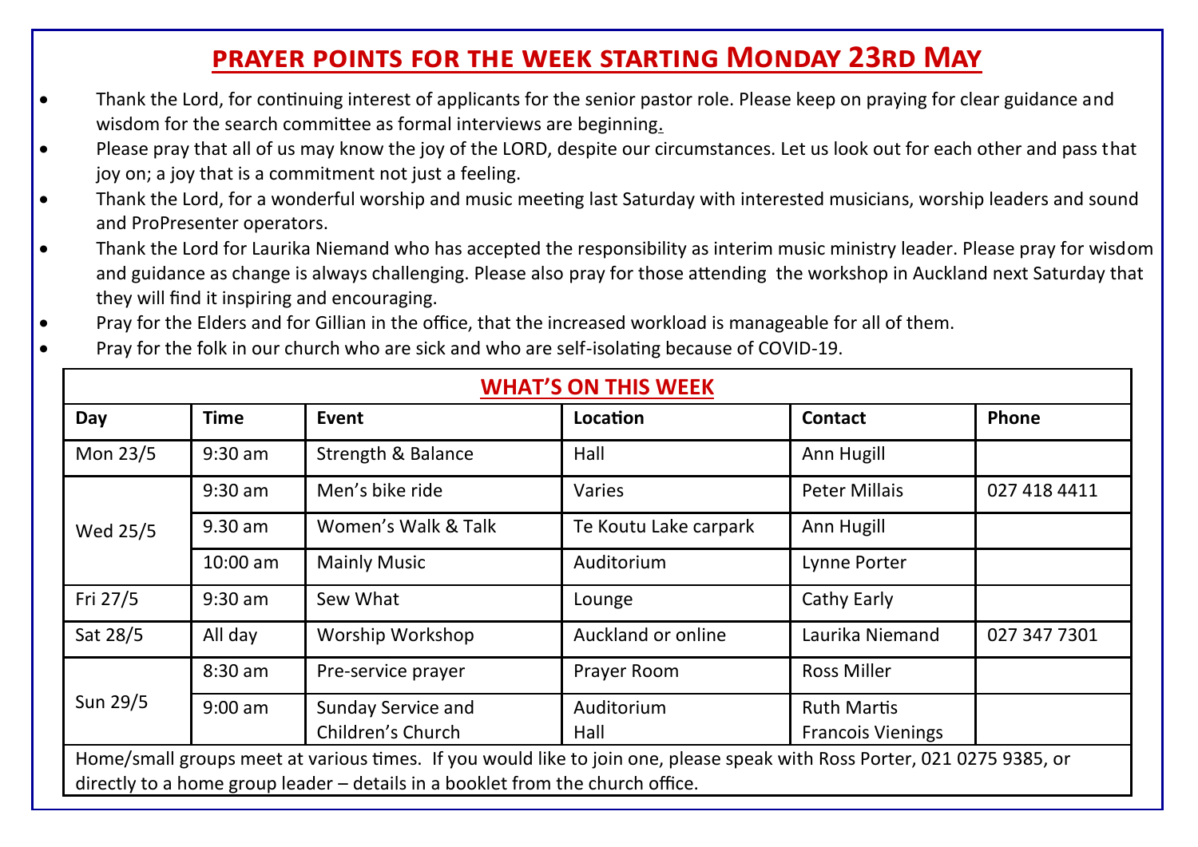## PRAYER POINTS FOR THE WEEK STARTING MONDAY 23RD MAY

- Thank the Lord, for continuing interest of applicants for the senior pastor role. Please keep on praying for clear guidance and wisdom for the search committee as formal interviews are beginning.
- Please pray that all of us may know the joy of the LORD, despite our circumstances. Let us look out for each other and pass that joy on; a joy that is a commitment not just a feeling.
- Thank the Lord, for a wonderful worship and music meeting last Saturday with interested musicians, worship leaders and sound and ProPresenter operators.
- Thank the Lord for Laurika Niemand who has accepted the responsibility as interim music ministry leader. Please pray for wisdom and guidance as change is always challenging. Please also pray for those attending the workshop in Auckland next Saturday that they will find it inspiring and encouraging.
- Pray for the Elders and for Gillian in the office, that the increased workload is manageable for all of them.
- Pray for the folk in our church who are sick and who are self-isolating because of COVID-19.

### WHAT'S ON THIS WEEK

| Day | Time | Event | Location | Contact | Phone |
|---|---|---|---|---|---|
| Mon 23/5 | 9:30 am | Strength & Balance | Hall | Ann Hugill | |
| Wed 25/5 | 9:30 am | Men's bike ride | Varies | Peter Millais | 027 418 4411 |
| | 9.30 am | Women's Walk & Talk | Te Koutu Lake carpark | Ann Hugill | |
| | 10:00 am | Mainly Music | Auditorium | Lynne Porter | |
| Fri 27/5 | 9:30 am | Sew What | Lounge | Cathy Early | |
| Sat 28/5 | All day | Worship Workshop | Auckland or online | Laurika Niemand | 027 347 7301 |
| Sun 29/5 | 8:30 am | Pre-service prayer | Prayer Room | Ross Miller | |
| | 9:00 am | Sunday Service and Children's Church | Auditorium Hall | Ruth Martis Francois Vienings | |

Home/small groups meet at various times. If you would like to join one, please speak with Ross Porter, 021 0275 9385, or directly to a home group leader – details in a booklet from the church office.